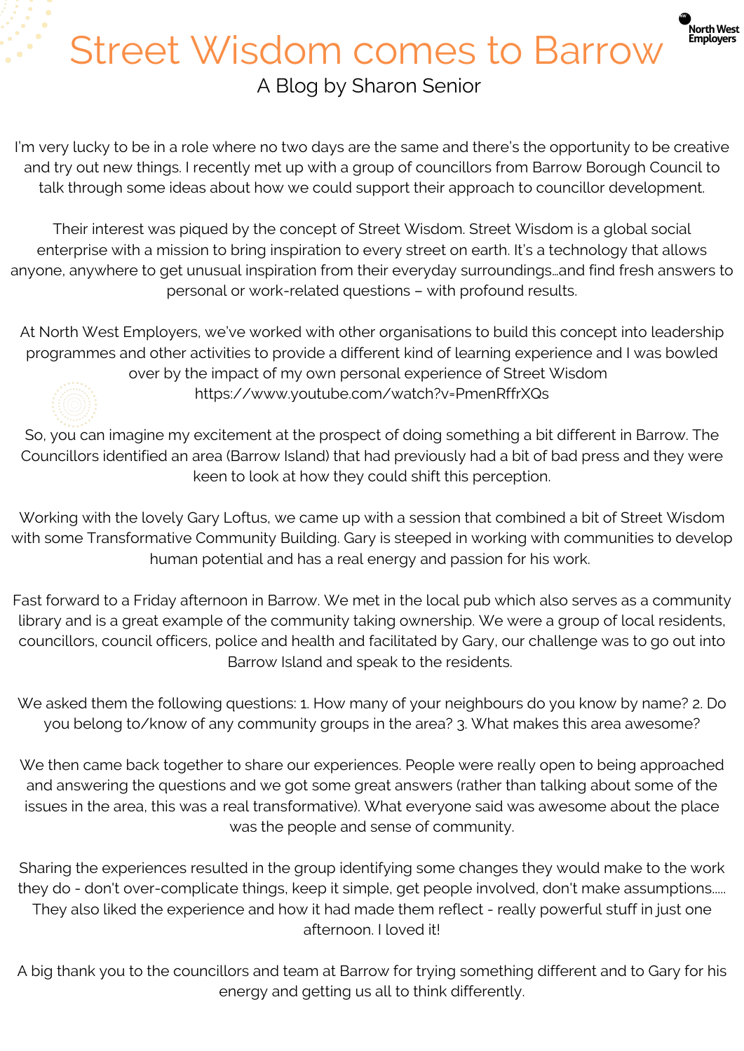# Street Wisdom comes to Barrow

A Blog by Sharon Senior

I'm very lucky to be in a role where no two days are the same and there's the opportunity to be creative and try out new things. I recently met up with a group of councillors from Barrow Borough Council to talk through some ideas about how we could support their approach to councillor development.

Their interest was piqued by the concept of Street Wisdom. Street Wisdom is a global social enterprise with a mission to bring inspiration to every street on earth. It's a technology that allows anyone, anywhere to get unusual inspiration from their everyday surroundings...and find fresh answers to personal or work-related questions – with profound results.

At North West Employers, we've worked with other organisations to build this concept into leadership programmes and other activities to provide a different kind of learning experience and I was bowled over by the impact of my own personal experience of Street Wisdom https://www.youtube.com/watch?v=PmenRffrXQs

So, you can imagine my excitement at the prospect of doing something a bit different in Barrow. The Councillors identified an area (Barrow Island) that had previously had a bit of bad press and they were keen to look at how they could shift this perception.

Working with the lovely Gary Loftus, we came up with a session that combined a bit of Street Wisdom with some Transformative Community Building. Gary is steeped in working with communities to develop human potential and has a real energy and passion for his work.

Fast forward to a Friday afternoon in Barrow. We met in the local pub which also serves as a community library and is a great example of the community taking ownership. We were a group of local residents, councillors, council officers, police and health and facilitated by Gary, our challenge was to go out into Barrow Island and speak to the residents.

We asked them the following questions: 1. How many of your neighbours do you know by name? 2. Do you belong to/know of any community groups in the area? 3. What makes this area awesome?

We then came back together to share our experiences. People were really open to being approached and answering the questions and we got some great answers (rather than talking about some of the issues in the area, this was a real transformative). What everyone said was awesome about the place was the people and sense of community.

Sharing the experiences resulted in the group identifying some changes they would make to the work they do - don't over-complicate things, keep it simple, get people involved, don't make assumptions..... They also liked the experience and how it had made them reflect - really powerful stuff in just one afternoon. I loved it!

A big thank you to the councillors and team at Barrow for trying something different and to Gary for his energy and getting us all to think differently.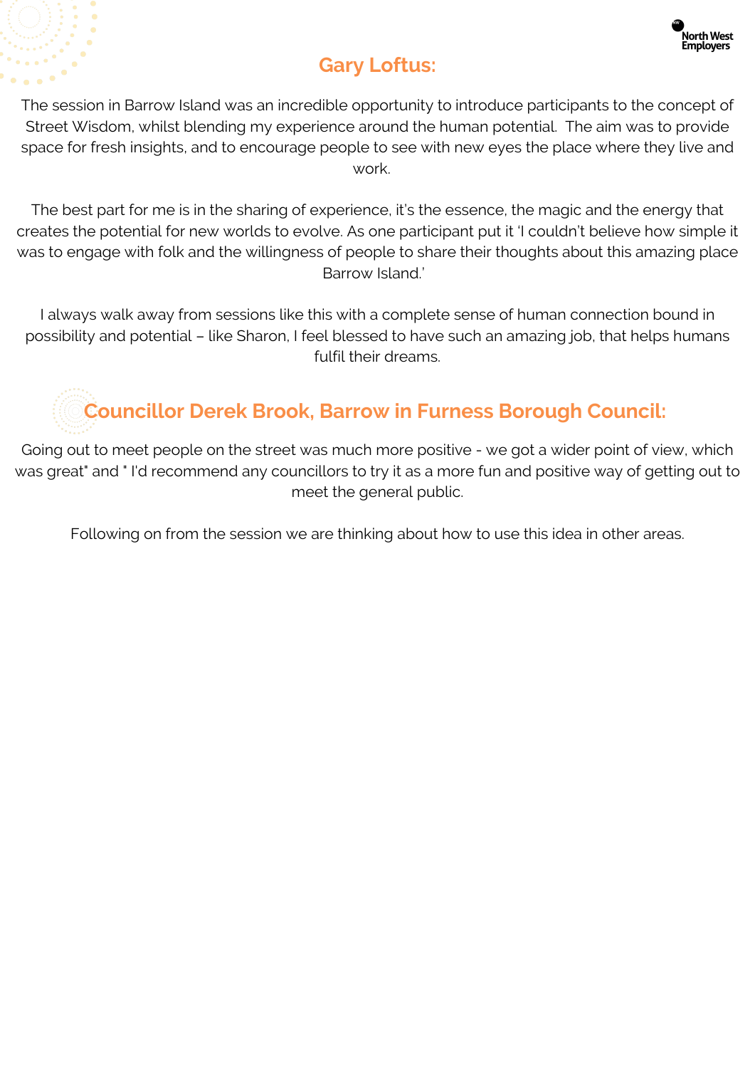## Gary Loftus:

The session in Barrow Island was an incredible opportunity to introduce participants to the concept of Street Wisdom, whilst blending my experience around the human potential. The aim was to provide space for fresh insights, and to encourage people to see with new eyes the place where they live and work.

The best part for me is in the sharing of experience, it's the essence, the magic and the energy that creates the potential for new worlds to evolve. As one participant put it 'I couldn't believe how simple it was to engage with folk and the willingness of people to share their thoughts about this amazing place Barrow Island.'

I always walk away from sessions like this with a complete sense of human connection bound in possibility and potential – like Sharon, I feel blessed to have such an amazing job, that helps humans fulfil their dreams.

## Councillor Derek Brook, Barrow in Furness Borough Council:

Going out to meet people on the street was much more positive - we got a wider point of view, which was great" and " I'd recommend any councillors to try it as a more fun and positive way of getting out to meet the general public.

Following on from the session we are thinking about how to use this idea in other areas.